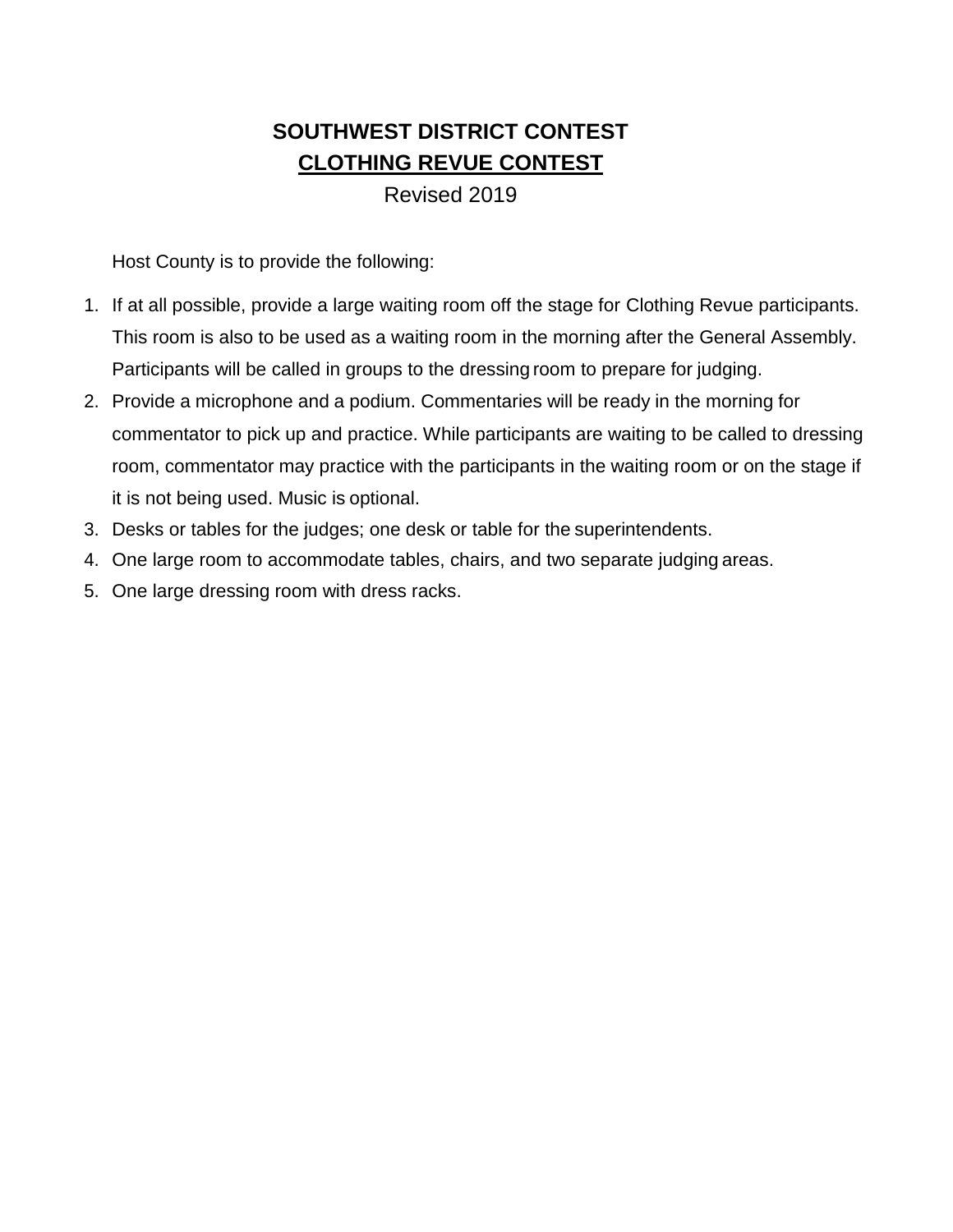# SOUTHWEST DISTRICT CONTEST

## CLOTHING REVUE CONTEST

Revised 2019

Host County is to provide the following:

1. If at all possible, provide a large waiting room off the stage for Clothing Revue participants. This room is also to be used as a waiting room in the morning after the General Assembly. Participants will be called in groups to the dressing room to prepare for judging.
2. Provide a microphone and a podium. Commentaries will be ready in the morning for commentator to pick up and practice. While participants are waiting to be called to dressing room, commentator may practice with the participants in the waiting room or on the stage if it is not being used. Music is optional.
3. Desks or tables for the judges; one desk or table for the superintendents.
4. One large room to accommodate tables, chairs, and two separate judging areas.
5. One large dressing room with dress racks.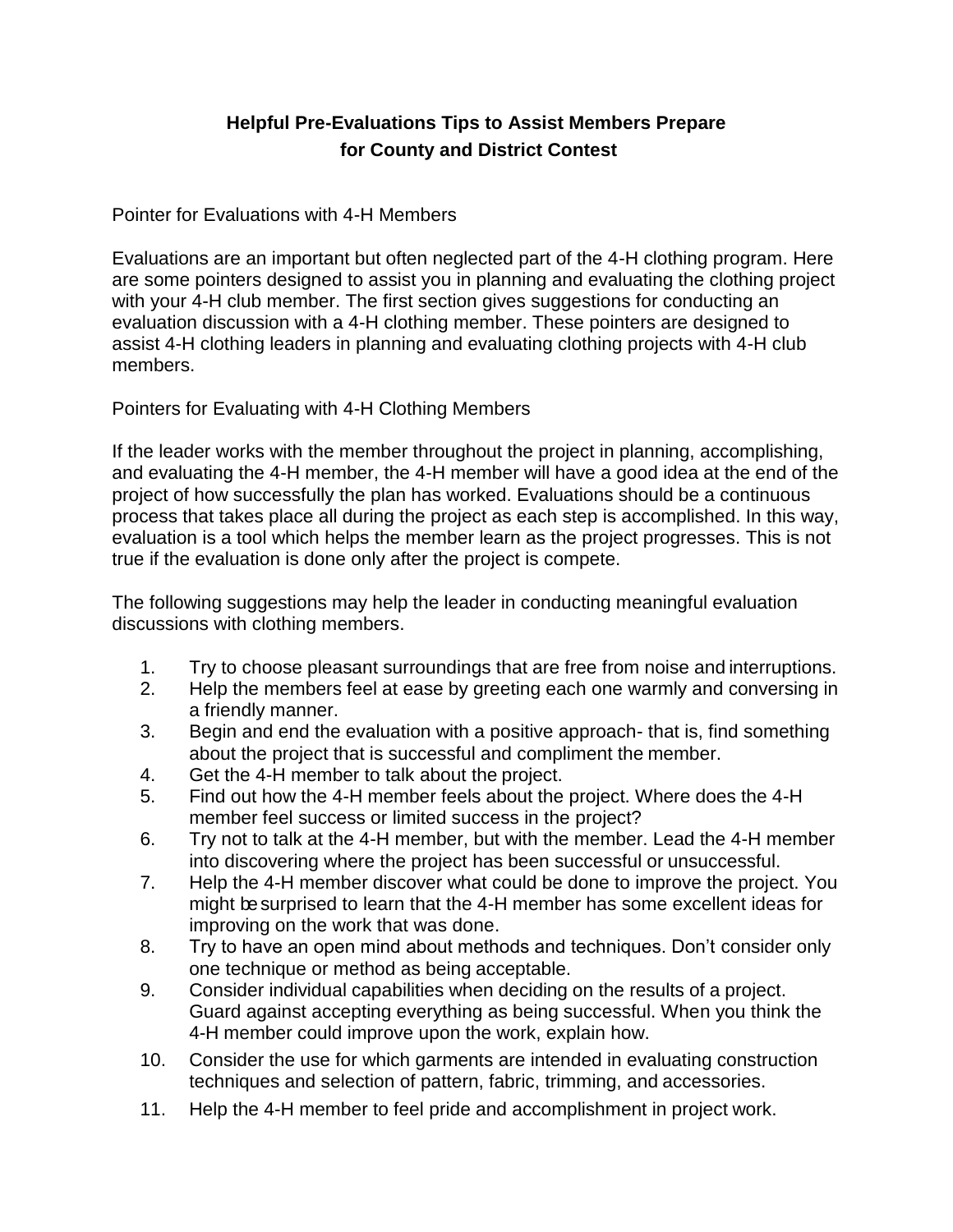## Helpful Pre-Evaluations Tips to Assist Members Prepare for County and District Contest

Pointer for Evaluations with 4-H Members

Evaluations are an important but often neglected part of the 4-H clothing program. Here are some pointers designed to assist you in planning and evaluating the clothing project with your 4-H club member. The first section gives suggestions for conducting an evaluation discussion with a 4-H clothing member. These pointers are designed to assist 4-H clothing leaders in planning and evaluating clothing projects with 4-H club members.

Pointers for Evaluating with 4-H Clothing Members

If the leader works with the member throughout the project in planning, accomplishing, and evaluating the 4-H member, the 4-H member will have a good idea at the end of the project of how successfully the plan has worked. Evaluations should be a continuous process that takes place all during the project as each step is accomplished. In this way, evaluation is a tool which helps the member learn as the project progresses. This is not true if the evaluation is done only after the project is compete.

The following suggestions may help the leader in conducting meaningful evaluation discussions with clothing members.

1. Try to choose pleasant surroundings that are free from noise and interruptions.
2. Help the members feel at ease by greeting each one warmly and conversing in a friendly manner.
3. Begin and end the evaluation with a positive approach- that is, find something about the project that is successful and compliment the member.
4. Get the 4-H member to talk about the project.
5. Find out how the 4-H member feels about the project. Where does the 4-H member feel success or limited success in the project?
6. Try not to talk at the 4-H member, but with the member. Lead the 4-H member into discovering where the project has been successful or unsuccessful.
7. Help the 4-H member discover what could be done to improve the project. You might be surprised to learn that the 4-H member has some excellent ideas for improving on the work that was done.
8. Try to have an open mind about methods and techniques. Don't consider only one technique or method as being acceptable.
9. Consider individual capabilities when deciding on the results of a project. Guard against accepting everything as being successful. When you think the 4-H member could improve upon the work, explain how.
10. Consider the use for which garments are intended in evaluating construction techniques and selection of pattern, fabric, trimming, and accessories.
11. Help the 4-H member to feel pride and accomplishment in project work.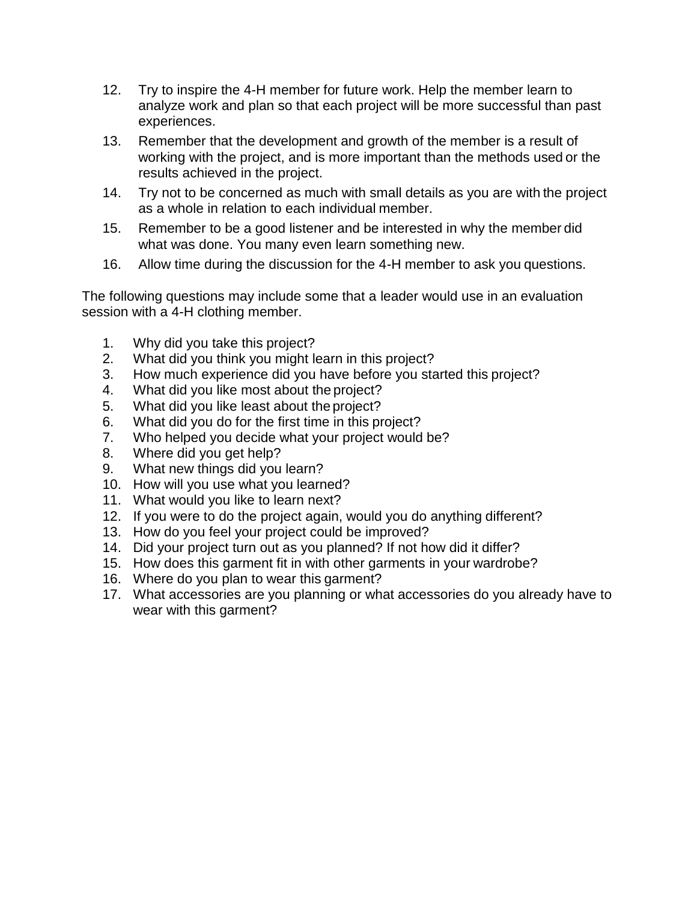12. Try to inspire the 4-H member for future work. Help the member learn to analyze work and plan so that each project will be more successful than past experiences.
13. Remember that the development and growth of the member is a result of working with the project, and is more important than the methods used or the results achieved in the project.
14. Try not to be concerned as much with small details as you are with the project as a whole in relation to each individual member.
15. Remember to be a good listener and be interested in why the member did what was done. You many even learn something new.
16. Allow time during the discussion for the 4-H member to ask you questions.

The following questions may include some that a leader would use in an evaluation session with a 4-H clothing member.

1. Why did you take this project?
2. What did you think you might learn in this project?
3. How much experience did you have before you started this project?
4. What did you like most about the project?
5. What did you like least about the project?
6. What did you do for the first time in this project?
7. Who helped you decide what your project would be?
8. Where did you get help?
9. What new things did you learn?
10. How will you use what you learned?
11. What would you like to learn next?
12. If you were to do the project again, would you do anything different?
13. How do you feel your project could be improved?
14. Did your project turn out as you planned? If not how did it differ?
15. How does this garment fit in with other garments in your wardrobe?
16. Where do you plan to wear this garment?
17. What accessories are you planning or what accessories do you already have to wear with this garment?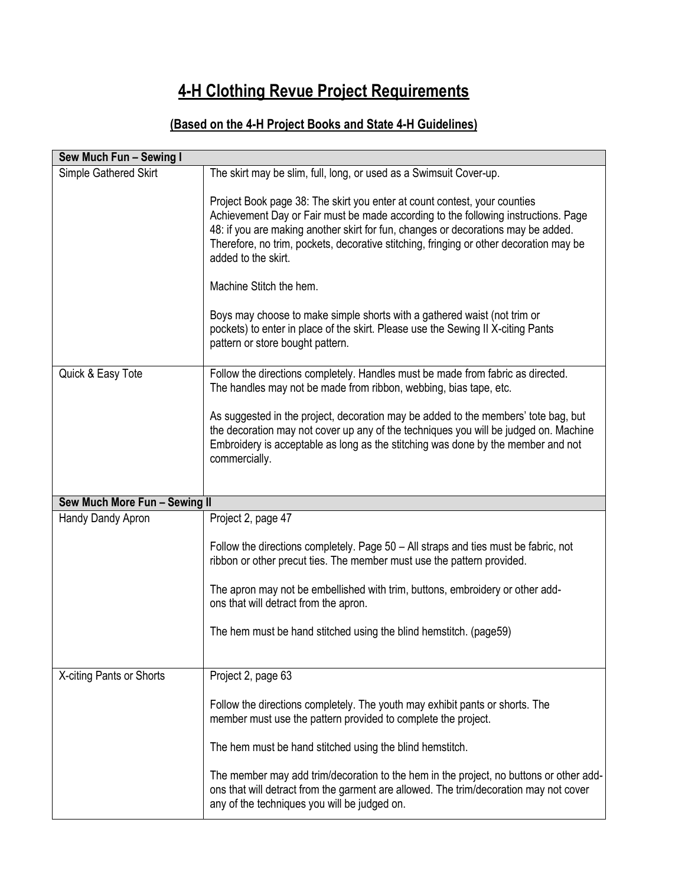# 4-H Clothing Revue Project Requirements

## (Based on the 4-H Project Books and State 4-H Guidelines)

| Sew Much Fun – Sewing I | |
|---|---|
| Simple Gathered Skirt | The skirt may be slim, full, long, or used as a Swimsuit Cover-up.<br><br>Project Book page 38: The skirt you enter at count contest, your counties Achievement Day or Fair must be made according to the following instructions. Page 48: if you are making another skirt for fun, changes or decorations may be added. Therefore, no trim, pockets, decorative stitching, fringing or other decoration may be added to the skirt.<br><br>Machine Stitch the hem.<br><br>Boys may choose to make simple shorts with a gathered waist (not trim or pockets) to enter in place of the skirt. Please use the Sewing II X-citing Pants pattern or store bought pattern. |
| Quick & Easy Tote | Follow the directions completely. Handles must be made from fabric as directed. The handles may not be made from ribbon, webbing, bias tape, etc.<br><br>As suggested in the project, decoration may be added to the members' tote bag, but the decoration may not cover up any of the techniques you will be judged on. Machine Embroidery is acceptable as long as the stitching was done by the member and not commercially. |
| **Sew Much More Fun – Sewing II** | |
| Handy Dandy Apron | Project 2, page 47<br><br>Follow the directions completely. Page 50 – All straps and ties must be fabric, not ribbon or other precut ties. The member must use the pattern provided.<br><br>The apron may not be embellished with trim, buttons, embroidery or other add-ons that will detract from the apron.<br><br>The hem must be hand stitched using the blind hemstitch. (page59) |
| X-citing Pants or Shorts | Project 2, page 63<br><br>Follow the directions completely. The youth may exhibit pants or shorts. The member must use the pattern provided to complete the project.<br><br>The hem must be hand stitched using the blind hemstitch.<br><br>The member may add trim/decoration to the hem in the project, no buttons or other add-ons that will detract from the garment are allowed. The trim/decoration may not cover any of the techniques you will be judged on. |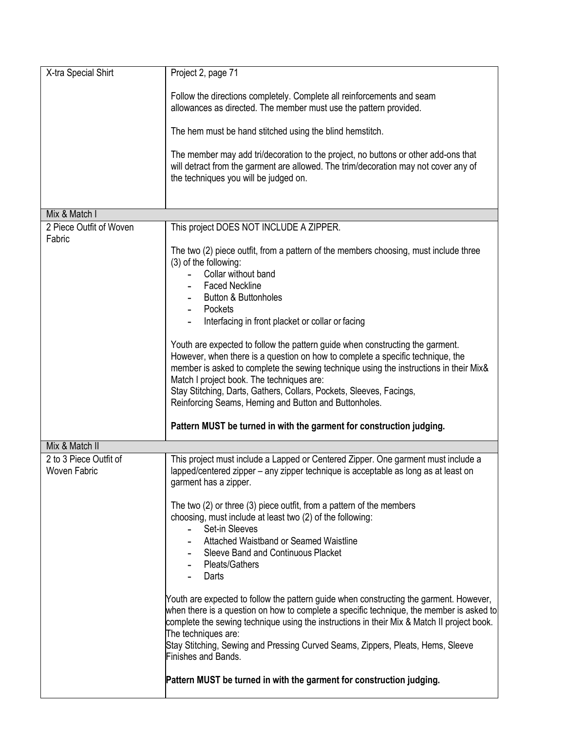| X-tra Special Shirt | Project 2, page 71<br><br>Follow the directions completely. Complete all reinforcements and seam allowances as directed. The member must use the pattern provided.<br><br>The hem must be hand stitched using the blind hemstitch.<br><br>The member may add tri/decoration to the project, no buttons or other add-ons that will detract from the garment are allowed. The trim/decoration may not cover any of the techniques you will be judged on. |
|---|---|
| Mix & Match I | |
| 2 Piece Outfit of Woven Fabric | This project DOES NOT INCLUDE A ZIPPER.<br><br>The two (2) piece outfit, from a pattern of the members choosing, must include three (3) of the following:<br>- Collar without band<br>- Faced Neckline<br>- Button & Buttonholes<br>- Pockets<br>- Interfacing in front placket or collar or facing<br><br>Youth are expected to follow the pattern guide when constructing the garment. However, when there is a question on how to complete a specific technique, the member is asked to complete the sewing technique using the instructions in their Mix& Match I project book. The techniques are:<br>Stay Stitching, Darts, Gathers, Collars, Pockets, Sleeves, Facings, Reinforcing Seams, Heming and Button and Buttonholes.<br><br>**Pattern MUST be turned in with the garment for construction judging.** |
| Mix & Match II | |
| 2 to 3 Piece Outfit of Woven Fabric | This project must include a Lapped or Centered Zipper. One garment must include a lapped/centered zipper – any zipper technique is acceptable as long as at least on garment has a zipper.<br><br>The two (2) or three (3) piece outfit, from a pattern of the members choosing, must include at least two (2) of the following:<br>- Set-in Sleeves<br>- Attached Waistband or Seamed Waistline<br>- Sleeve Band and Continuous Placket<br>- Pleats/Gathers<br>- Darts<br><br>Youth are expected to follow the pattern guide when constructing the garment. However, when there is a question on how to complete a specific technique, the member is asked to complete the sewing technique using the instructions in their Mix & Match II project book. The techniques are:<br>Stay Stitching, Sewing and Pressing Curved Seams, Zippers, Pleats, Hems, Sleeve Finishes and Bands.<br><br>**Pattern MUST be turned in with the garment for construction judging.** |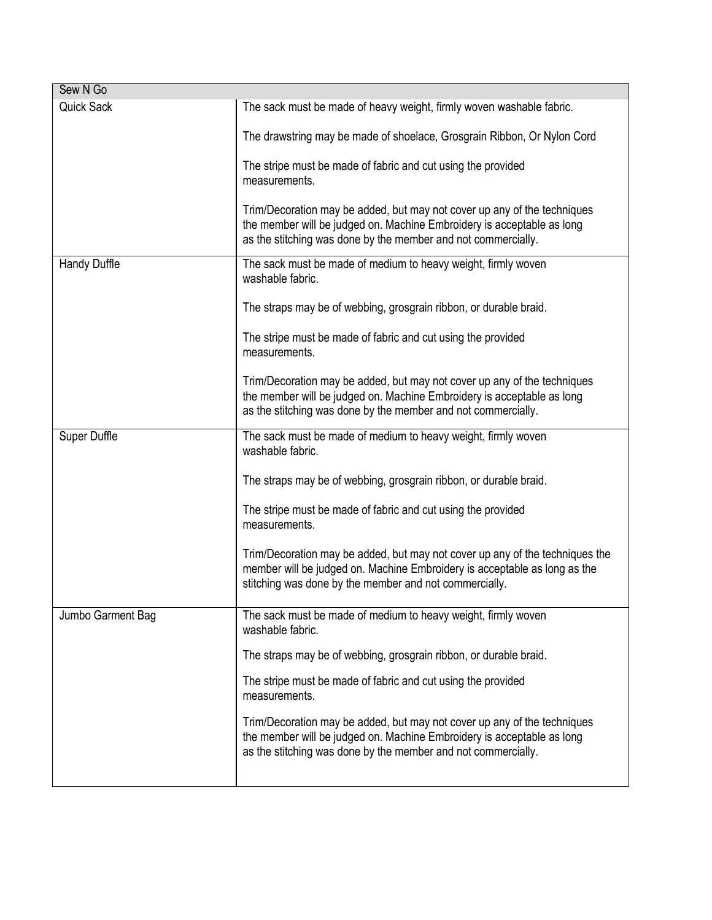| Sew N Go | |
|---|---|
| Quick Sack | The sack must be made of heavy weight, firmly woven washable fabric.<br><br>The drawstring may be made of shoelace, Grosgrain Ribbon, Or Nylon Cord<br><br>The stripe must be made of fabric and cut using the provided measurements.<br><br>Trim/Decoration may be added, but may not cover up any of the techniques the member will be judged on. Machine Embroidery is acceptable as long as the stitching was done by the member and not commercially. |
| Handy Duffle | The sack must be made of medium to heavy weight, firmly woven washable fabric.<br><br>The straps may be of webbing, grosgrain ribbon, or durable braid.<br><br>The stripe must be made of fabric and cut using the provided measurements.<br><br>Trim/Decoration may be added, but may not cover up any of the techniques the member will be judged on. Machine Embroidery is acceptable as long as the stitching was done by the member and not commercially. |
| Super Duffle | The sack must be made of medium to heavy weight, firmly woven washable fabric.<br><br>The straps may be of webbing, grosgrain ribbon, or durable braid.<br><br>The stripe must be made of fabric and cut using the provided measurements.<br><br>Trim/Decoration may be added, but may not cover up any of the techniques the member will be judged on. Machine Embroidery is acceptable as long as the stitching was done by the member and not commercially. |
| Jumbo Garment Bag | The sack must be made of medium to heavy weight, firmly woven washable fabric.<br><br>The straps may be of webbing, grosgrain ribbon, or durable braid.<br><br>The stripe must be made of fabric and cut using the provided measurements.<br><br>Trim/Decoration may be added, but may not cover up any of the techniques the member will be judged on. Machine Embroidery is acceptable as long as the stitching was done by the member and not commercially. |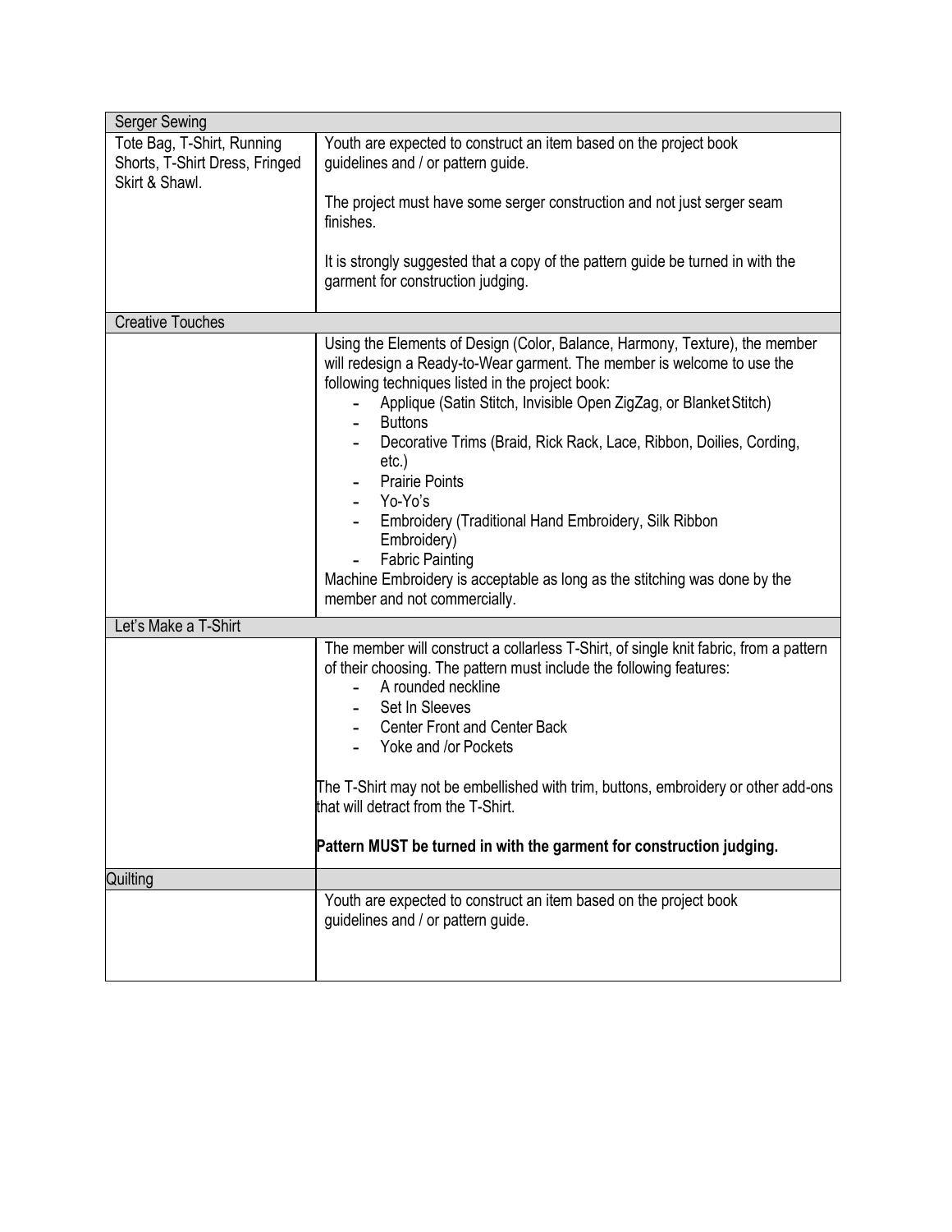| Serger Sewing | |
|---|---|
| Tote Bag, T-Shirt, Running Shorts, T-Shirt Dress, Fringed Skirt & Shawl. | Youth are expected to construct an item based on the project book guidelines and / or pattern guide.<br><br>The project must have some serger construction and not just serger seam finishes.<br><br>It is strongly suggested that a copy of the pattern guide be turned in with the garment for construction judging. |
| **Creative Touches** | |
| | Using the Elements of Design (Color, Balance, Harmony, Texture), the member will redesign a Ready-to-Wear garment. The member is welcome to use the following techniques listed in the project book:<br>- Applique (Satin Stitch, Invisible Open ZigZag, or Blanket Stitch)<br>- Buttons<br>- Decorative Trims (Braid, Rick Rack, Lace, Ribbon, Doilies, Cording, etc.)<br>- Prairie Points<br>- Yo-Yo's<br>- Embroidery (Traditional Hand Embroidery, Silk Ribbon Embroidery)<br>- Fabric Painting<br>Machine Embroidery is acceptable as long as the stitching was done by the member and not commercially. |
| **Let's Make a T-Shirt** | |
| | The member will construct a collarless T-Shirt, of single knit fabric, from a pattern of their choosing. The pattern must include the following features:<br>- A rounded neckline<br>- Set In Sleeves<br>- Center Front and Center Back<br>- Yoke and /or Pockets<br><br>The T-Shirt may not be embellished with trim, buttons, embroidery or other add-ons that will detract from the T-Shirt.<br><br>**Pattern MUST be turned in with the garment for construction judging.** |
| **Quilting** | |
| | Youth are expected to construct an item based on the project book guidelines and / or pattern guide. |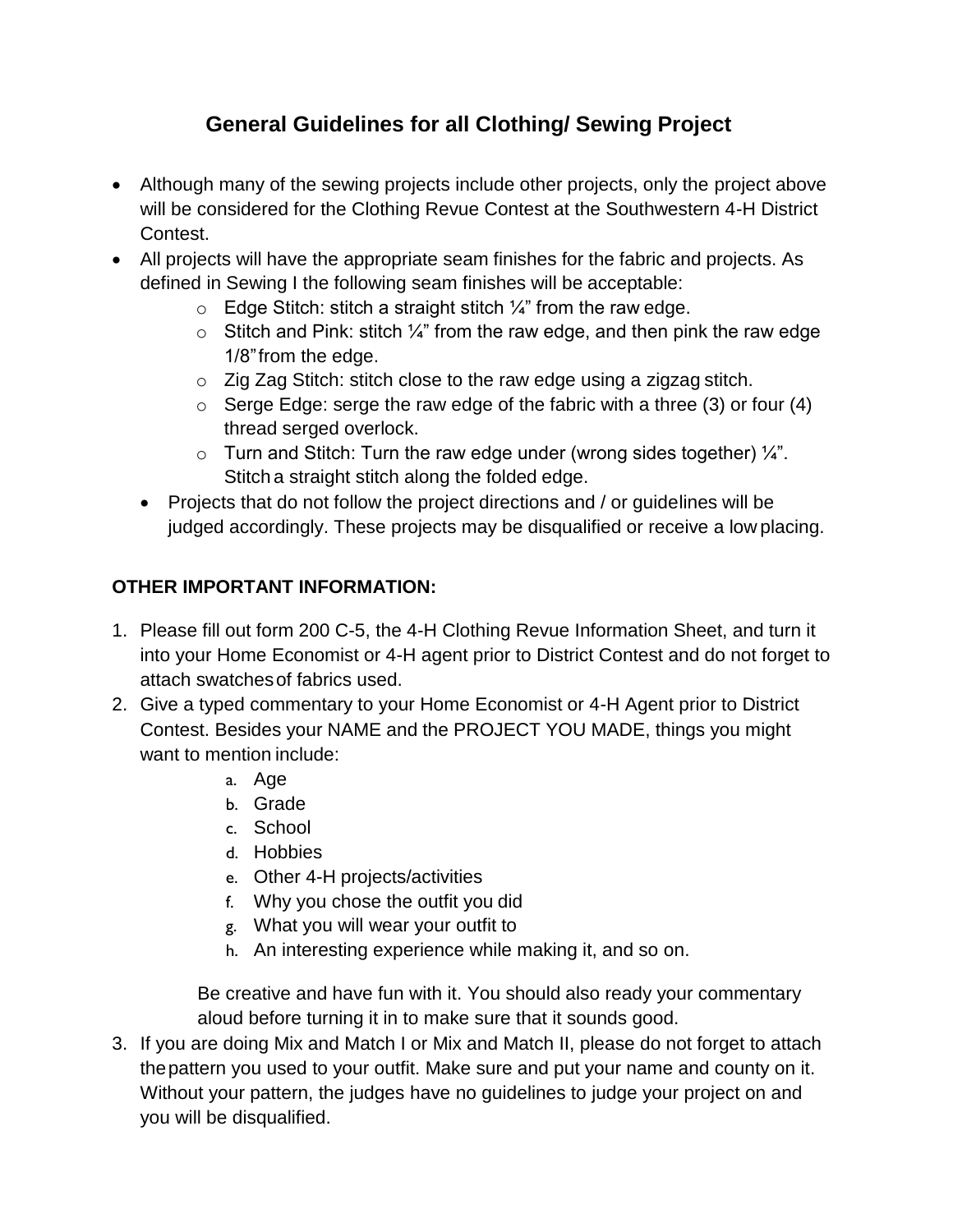# General Guidelines for all Clothing/ Sewing Project

- Although many of the sewing projects include other projects, only the project above will be considered for the Clothing Revue Contest at the Southwestern 4-H District Contest.
- All projects will have the appropriate seam finishes for the fabric and projects. As defined in Sewing I the following seam finishes will be acceptable:
  - Edge Stitch: stitch a straight stitch ¼" from the raw edge.
  - Stitch and Pink: stitch ¼" from the raw edge, and then pink the raw edge 1/8" from the edge.
  - Zig Zag Stitch: stitch close to the raw edge using a zigzag stitch.
  - Serge Edge: serge the raw edge of the fabric with a three (3) or four (4) thread serged overlock.
  - Turn and Stitch: Turn the raw edge under (wrong sides together) ¼". Stitch a straight stitch along the folded edge.
- Projects that do not follow the project directions and / or guidelines will be judged accordingly. These projects may be disqualified or receive a low placing.

**OTHER IMPORTANT INFORMATION:**

1. Please fill out form 200 C-5, the 4-H Clothing Revue Information Sheet, and turn it into your Home Economist or 4-H agent prior to District Contest and do not forget to attach swatches of fabrics used.
2. Give a typed commentary to your Home Economist or 4-H Agent prior to District Contest. Besides your NAME and the PROJECT YOU MADE, things you might want to mention include:
   a. Age
   b. Grade
   c. School
   d. Hobbies
   e. Other 4-H projects/activities
   f. Why you chose the outfit you did
   g. What you will wear your outfit to
   h. An interesting experience while making it, and so on.

   Be creative and have fun with it. You should also ready your commentary aloud before turning it in to make sure that it sounds good.
3. If you are doing Mix and Match I or Mix and Match II, please do not forget to attach the pattern you used to your outfit. Make sure and put your name and county on it. Without your pattern, the judges have no guidelines to judge your project on and you will be disqualified.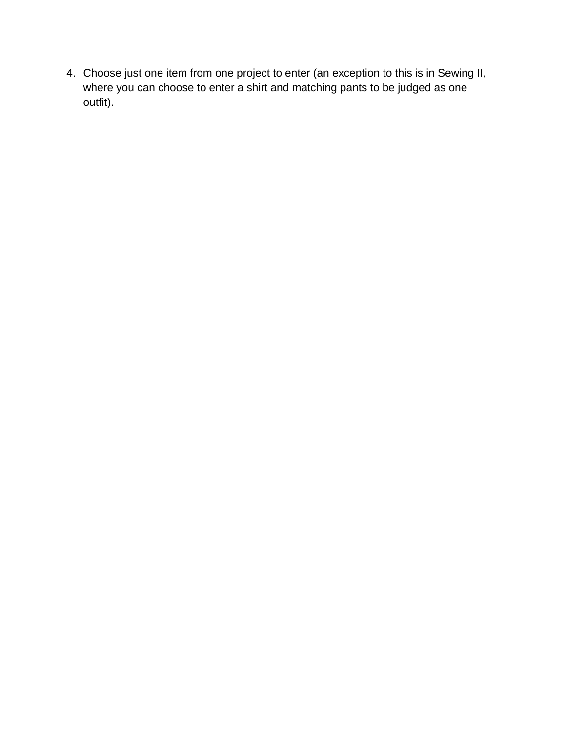4. Choose just one item from one project to enter (an exception to this is in Sewing II, where you can choose to enter a shirt and matching pants to be judged as one outfit).